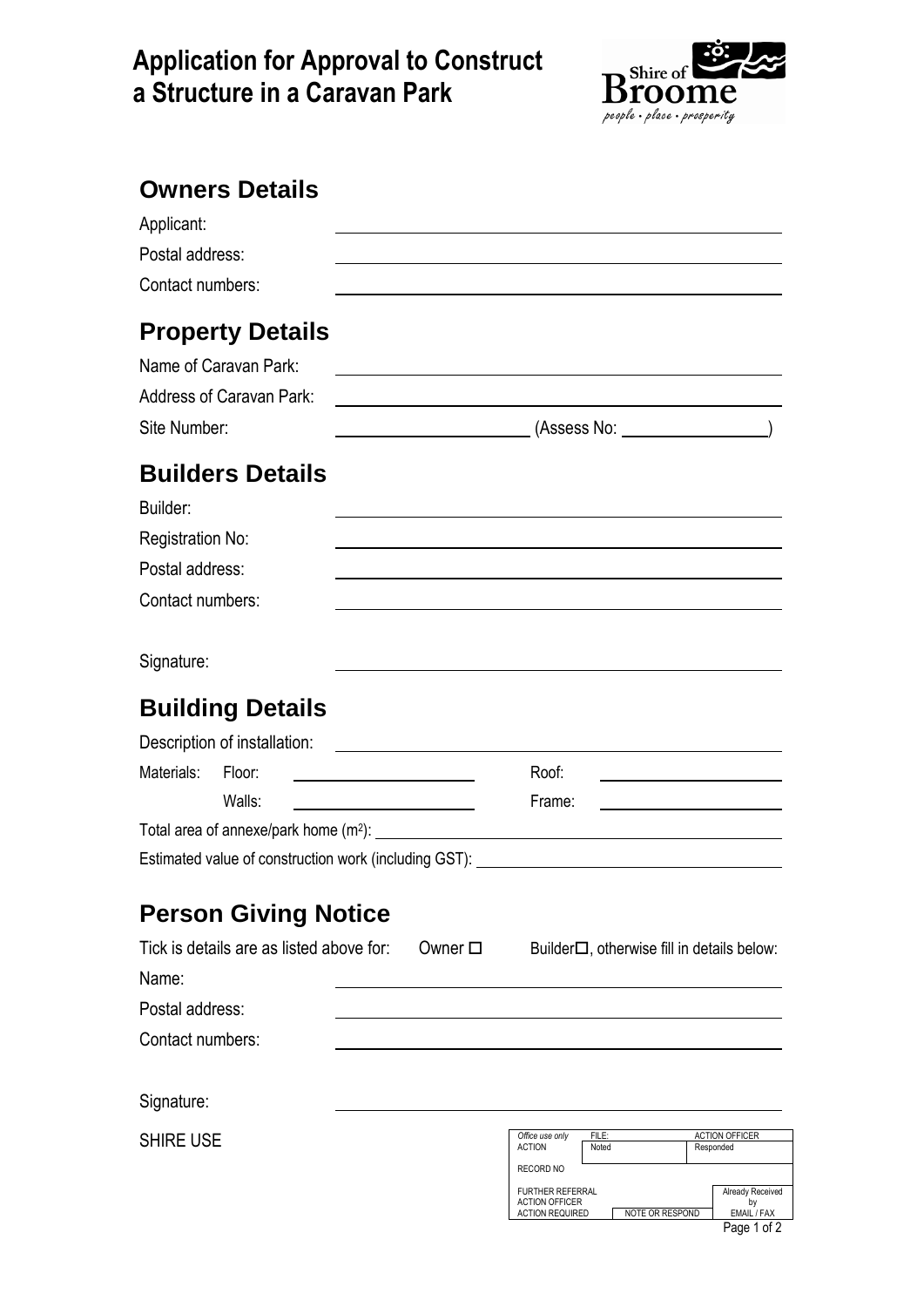# Application for Approval to Construct a Structure in a Caravan Park

Shire of Broome
people • place • prosperity

## Owners Details

Applicant: ______________________________

Postal address: ______________________________

Contact numbers: ______________________________

## Property Details

Name of Caravan Park: ______________________________

Address of Caravan Park: ______________________________

Site Number: ______________ (Assess No: ______________)

## Builders Details

Builder: ______________________________

Registration No: ______________________________

Postal address: ______________________________

Contact numbers: ______________________________

Signature: ______________________________

## Building Details

Description of installation: ______________________________

Materials: Floor: ______________ Roof: ______________

Walls: ______________ Frame: ______________

Total area of annexe/park home ($m^2$): ______________________________

Estimated value of construction work (including GST): ______________________________

## Person Giving Notice

Tick is details are as listed above for: Owner ☐ Builder☐, otherwise fill in details below:

Name: ______________________________

Postal address: ______________________________

Contact numbers: ______________________________

Signature: ______________________________

SHIRE USE

| *Office use only* ACTION | FILE: Noted | ACTION OFFICER Responded |
|---|---|---|
| RECORD NO | | |
| FURTHER REFERRAL ACTION OFFICER ACTION REQUIRED | NOTE OR RESPOND | Already Received by EMAIL / FAX |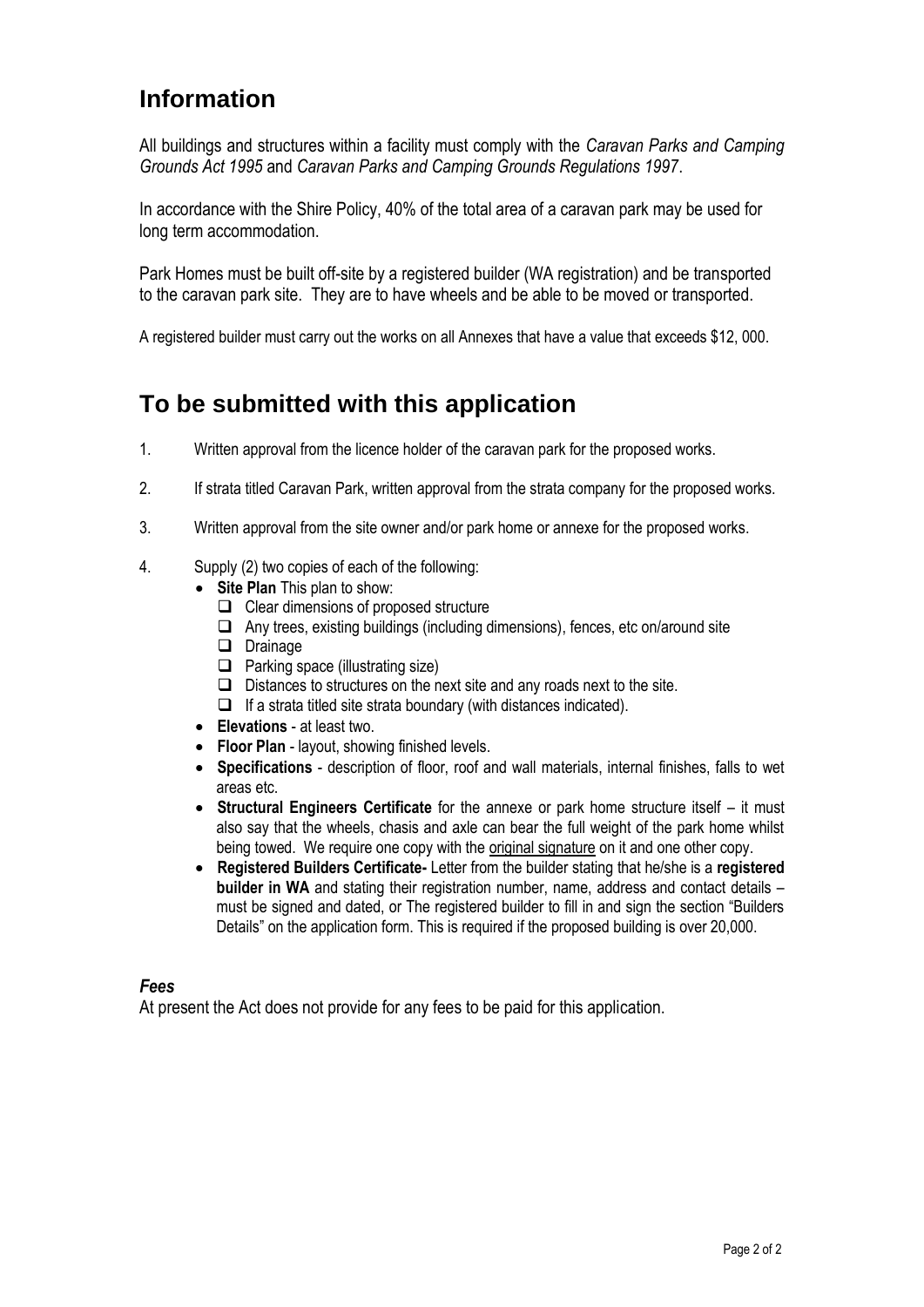## Information

All buildings and structures within a facility must comply with the *Caravan Parks and Camping Grounds Act 1995* and *Caravan Parks and Camping Grounds Regulations 1997*.

In accordance with the Shire Policy, 40% of the total area of a caravan park may be used for long term accommodation.

Park Homes must be built off-site by a registered builder (WA registration) and be transported to the caravan park site. They are to have wheels and be able to be moved or transported.

A registered builder must carry out the works on all Annexes that have a value that exceeds $12, 000.

## To be submitted with this application

1. Written approval from the licence holder of the caravan park for the proposed works.
2. If strata titled Caravan Park, written approval from the strata company for the proposed works.
3. Written approval from the site owner and/or park home or annexe for the proposed works.
4. Supply (2) two copies of each of the following:
   - **Site Plan** This plan to show:
     - ☐ Clear dimensions of proposed structure
     - ☐ Any trees, existing buildings (including dimensions), fences, etc on/around site
     - ☐ Drainage
     - ☐ Parking space (illustrating size)
     - ☐ Distances to structures on the next site and any roads next to the site.
     - ☐ If a strata titled site strata boundary (with distances indicated).
   - **Elevations** - at least two.
   - **Floor Plan** - layout, showing finished levels.
   - **Specifications** - description of floor, roof and wall materials, internal finishes, falls to wet areas etc.
   - **Structural Engineers Certificate** for the annexe or park home structure itself – it must also say that the wheels, chasis and axle can bear the full weight of the park home whilst being towed. We require one copy with the original signature on it and one other copy.
   - **Registered Builders Certificate-** Letter from the builder stating that he/she is a **registered builder in WA** and stating their registration number, name, address and contact details – must be signed and dated, or The registered builder to fill in and sign the section "Builders Details" on the application form. This is required if the proposed building is over 20,000.

### *Fees*

At present the Act does not provide for any fees to be paid for this application.